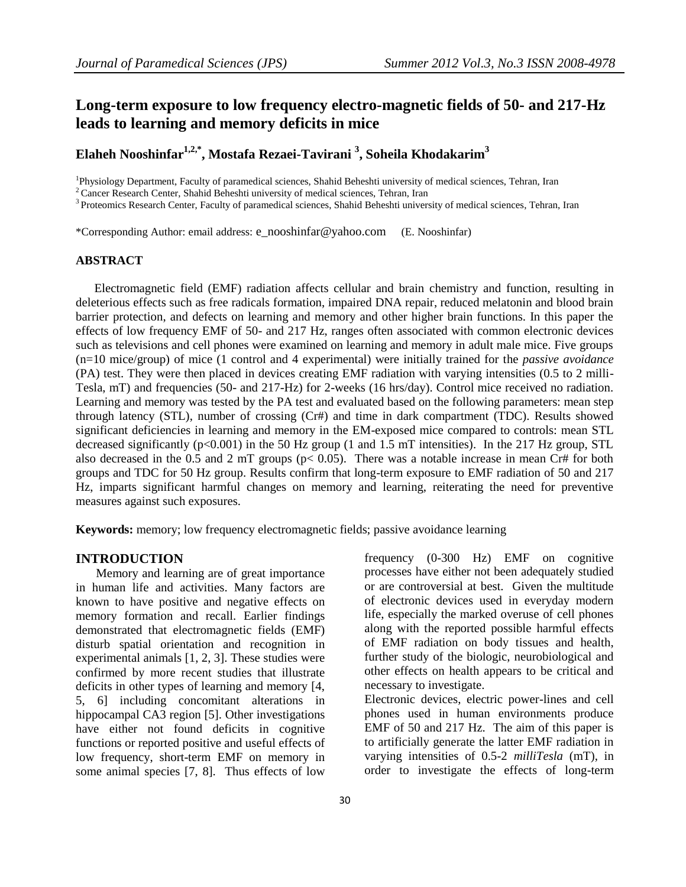# Long-term exposure to low frequency electro-magnetic fields of 50- and 217-Hz leads to learning and memory deficits in mice

**Elaheh Nooshinfar[1,2,*], Mostafa Rezaei-Tavirani [3], Soheila Khodakarim[3]**

[1]Physiology Department, Faculty of paramedical sciences, Shahid Beheshti university of medical sciences, Tehran, Iran
[2] Cancer Research Center, Shahid Beheshti university of medical sciences, Tehran, Iran
[3] Proteomics Research Center, Faculty of paramedical sciences, Shahid Beheshti university of medical sciences, Tehran, Iran

*Corresponding Author: email address: e_nooshinfar@yahoo.com (E. Nooshinfar)

## ABSTRACT

Electromagnetic field (EMF) radiation affects cellular and brain chemistry and function, resulting in deleterious effects such as free radicals formation, impaired DNA repair, reduced melatonin and blood brain barrier protection, and defects on learning and memory and other higher brain functions. In this paper the effects of low frequency EMF of 50- and 217 Hz, ranges often associated with common electronic devices such as televisions and cell phones were examined on learning and memory in adult male mice. Five groups (n=10 mice/group) of mice (1 control and 4 experimental) were initially trained for the *passive avoidance* (PA) test. They were then placed in devices creating EMF radiation with varying intensities (0.5 to 2 milli-Tesla, mT) and frequencies (50- and 217-Hz) for 2-weeks (16 hrs/day). Control mice received no radiation. Learning and memory was tested by the PA test and evaluated based on the following parameters: mean step through latency (STL), number of crossing (Cr#) and time in dark compartment (TDC). Results showed significant deficiencies in learning and memory in the EM-exposed mice compared to controls: mean STL decreased significantly ($p<0.001$) in the 50 Hz group (1 and 1.5 mT intensities). In the 217 Hz group, STL also decreased in the 0.5 and 2 mT groups ($p< 0.05$). There was a notable increase in mean Cr# for both groups and TDC for 50 Hz group. Results confirm that long-term exposure to EMF radiation of 50 and 217 Hz, imparts significant harmful changes on memory and learning, reiterating the need for preventive measures against such exposures.

**Keywords:** memory; low frequency electromagnetic fields; passive avoidance learning

## INTRODUCTION

Memory and learning are of great importance in human life and activities. Many factors are known to have positive and negative effects on memory formation and recall. Earlier findings demonstrated that electromagnetic fields (EMF) disturb spatial orientation and recognition in experimental animals [1, 2, 3]. These studies were confirmed by more recent studies that illustrate deficits in other types of learning and memory [4, 5, 6] including concomitant alterations in hippocampal CA3 region [5]. Other investigations have either not found deficits in cognitive functions or reported positive and useful effects of low frequency, short-term EMF on memory in some animal species [7, 8]. Thus effects of low frequency (0-300 Hz) EMF on cognitive processes have either not been adequately studied or are controversial at best. Given the multitude of electronic devices used in everyday modern life, especially the marked overuse of cell phones along with the reported possible harmful effects of EMF radiation on body tissues and health, further study of the biologic, neurobiological and other effects on health appears to be critical and necessary to investigate.

Electronic devices, electric power-lines and cell phones used in human environments produce EMF of 50 and 217 Hz. The aim of this paper is to artificially generate the latter EMF radiation in varying intensities of 0.5-2 *milliTesla* (mT), in order to investigate the effects of long-term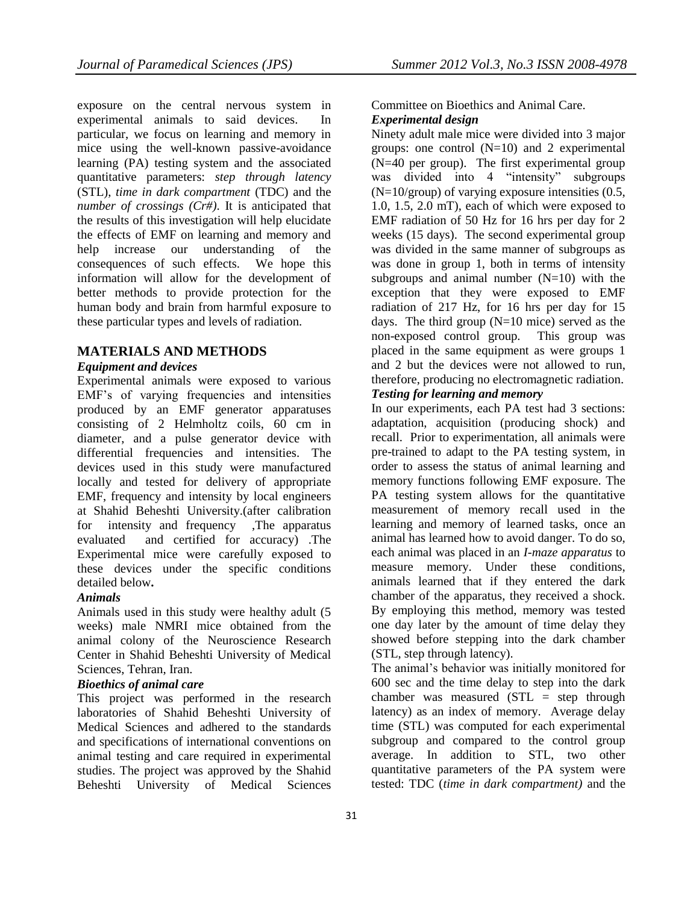exposure on the central nervous system in experimental animals to said devices. In particular, we focus on learning and memory in mice using the well-known passive-avoidance learning (PA) testing system and the associated quantitative parameters: *step through latency* (STL), *time in dark compartment* (TDC) and the *number of crossings (Cr#)*. It is anticipated that the results of this investigation will help elucidate the effects of EMF on learning and memory and help increase our understanding of the consequences of such effects. We hope this information will allow for the development of better methods to provide protection for the human body and brain from harmful exposure to these particular types and levels of radiation.

## MATERIALS AND METHODS

### *Equipment and devices*

Experimental animals were exposed to various EMF's of varying frequencies and intensities produced by an EMF generator apparatuses consisting of 2 Helmholtz coils, 60 cm in diameter, and a pulse generator device with differential frequencies and intensities. The devices used in this study were manufactured locally and tested for delivery of appropriate EMF, frequency and intensity by local engineers at Shahid Beheshti University.(after calibration for intensity and frequency ,The apparatus evaluated and certified for accuracy) .The Experimental mice were carefully exposed to these devices under the specific conditions detailed below**.**

### *Animals*

Animals used in this study were healthy adult (5 weeks) male NMRI mice obtained from the animal colony of the Neuroscience Research Center in Shahid Beheshti University of Medical Sciences, Tehran, Iran.

### *Bioethics of animal care*

This project was performed in the research laboratories of Shahid Beheshti University of Medical Sciences and adhered to the standards and specifications of international conventions on animal testing and care required in experimental studies. The project was approved by the Shahid Beheshti University of Medical Sciences Committee on Bioethics and Animal Care.

### *Experimental design*

Ninety adult male mice were divided into 3 major groups: one control (N=10) and 2 experimental (N=40 per group). The first experimental group was divided into 4 "intensity" subgroups (N=10/group) of varying exposure intensities (0.5, 1.0, 1.5, 2.0 mT), each of which were exposed to EMF radiation of 50 Hz for 16 hrs per day for 2 weeks (15 days). The second experimental group was divided in the same manner of subgroups as was done in group 1, both in terms of intensity subgroups and animal number (N=10) with the exception that they were exposed to EMF radiation of 217 Hz, for 16 hrs per day for 15 days. The third group (N=10 mice) served as the non-exposed control group. This group was placed in the same equipment as were groups 1 and 2 but the devices were not allowed to run, therefore, producing no electromagnetic radiation.

### *Testing for learning and memory*

In our experiments, each PA test had 3 sections: adaptation, acquisition (producing shock) and recall. Prior to experimentation, all animals were pre-trained to adapt to the PA testing system, in order to assess the status of animal learning and memory functions following EMF exposure. The PA testing system allows for the quantitative measurement of memory recall used in the learning and memory of learned tasks, once an animal has learned how to avoid danger. To do so, each animal was placed in an *I-maze apparatus* to measure memory. Under these conditions, animals learned that if they entered the dark chamber of the apparatus, they received a shock. By employing this method, memory was tested one day later by the amount of time delay they showed before stepping into the dark chamber (STL, step through latency).

The animal's behavior was initially monitored for 600 sec and the time delay to step into the dark chamber was measured (STL = step through latency) as an index of memory. Average delay time (STL) was computed for each experimental subgroup and compared to the control group average. In addition to STL, two other quantitative parameters of the PA system were tested: TDC (*time in dark compartment)* and the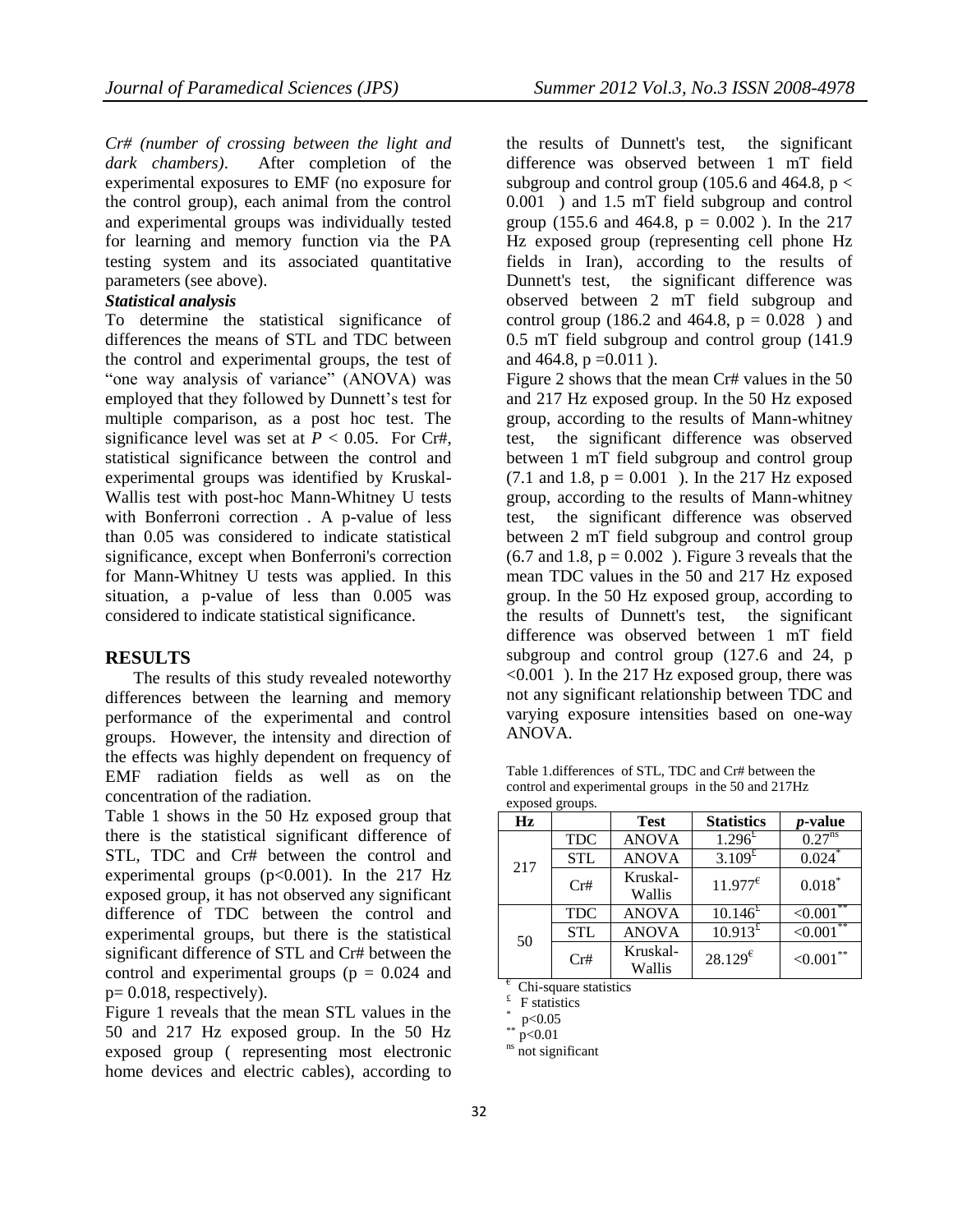*Cr# (number of crossing between the light and dark chambers)*. After completion of the experimental exposures to EMF (no exposure for the control group), each animal from the control and experimental groups was individually tested for learning and memory function via the PA testing system and its associated quantitative parameters (see above).

***Statistical analysis***

To determine the statistical significance of differences the means of STL and TDC between the control and experimental groups, the test of "one way analysis of variance" (ANOVA) was employed that they followed by Dunnett's test for multiple comparison, as a post hoc test. The significance level was set at $P < 0.05$. For Cr#, statistical significance between the control and experimental groups was identified by Kruskal-Wallis test with post-hoc Mann-Whitney U tests with Bonferroni correction . A p-value of less than 0.05 was considered to indicate statistical significance, except when Bonferroni's correction for Mann-Whitney U tests was applied. In this situation, a p-value of less than 0.005 was considered to indicate statistical significance.

## RESULTS

The results of this study revealed noteworthy differences between the learning and memory performance of the experimental and control groups. However, the intensity and direction of the effects was highly dependent on frequency of EMF radiation fields as well as on the concentration of the radiation.

Table 1 shows in the 50 Hz exposed group that there is the statistical significant difference of STL, TDC and Cr# between the control and experimental groups ($p<0.001$). In the 217 Hz exposed group, it has not observed any significant difference of TDC between the control and experimental groups, but there is the statistical significant difference of STL and Cr# between the control and experimental groups ($p = 0.024$ and $p = 0.018$, respectively).

Figure 1 reveals that the mean STL values in the 50 and 217 Hz exposed group. In the 50 Hz exposed group ( representing most electronic home devices and electric cables), according to the results of Dunnett's test, the significant difference was observed between 1 mT field subgroup and control group (105.6 and 464.8, $p < 0.001$ ) and 1.5 mT field subgroup and control group (155.6 and 464.8, $p = 0.002$ ). In the 217 Hz exposed group (representing cell phone Hz fields in Iran), according to the results of Dunnett's test, the significant difference was observed between 2 mT field subgroup and control group (186.2 and 464.8, $p = 0.028$ ) and 0.5 mT field subgroup and control group (141.9 and 464.8, $p = 0.011$ ).

Figure 2 shows that the mean Cr# values in the 50 and 217 Hz exposed group. In the 50 Hz exposed group, according to the results of Mann-whitney test, the significant difference was observed between 1 mT field subgroup and control group (7.1 and 1.8, $p = 0.001$ ). In the 217 Hz exposed group, according to the results of Mann-whitney test, the significant difference was observed between 2 mT field subgroup and control group (6.7 and 1.8, $p = 0.002$ ). Figure 3 reveals that the mean TDC values in the 50 and 217 Hz exposed group. In the 50 Hz exposed group, according to the results of Dunnett's test, the significant difference was observed between 1 mT field subgroup and control group (127.6 and 24, $p <0.001$ ). In the 217 Hz exposed group, there was not any significant relationship between TDC and varying exposure intensities based on one-way ANOVA.

Table 1.differences of STL, TDC and Cr# between the control and experimental groups in the 50 and 217Hz exposed groups.

| Hz | | Test | Statistics | *p*-value |
|---|---|---|---|---|
| 217 | TDC | ANOVA | 1.296[£] | 0.27[ns] |
| | STL | ANOVA | 3.109[£] | 0.024[*] |
| | Cr# | Kruskal-Wallis | 11.977[€] | 0.018[*] |
| 50 | TDC | ANOVA | 10.146[£] | <0.001[**] |
| | STL | ANOVA | 10.913[£] | <0.001[**] |
| | Cr# | Kruskal-Wallis | 28.129[€] | <0.001[**] |

[€] Chi-square statistics
[£] F statistics
[*] p<0.05
[**] p<0.01
[ns] not significant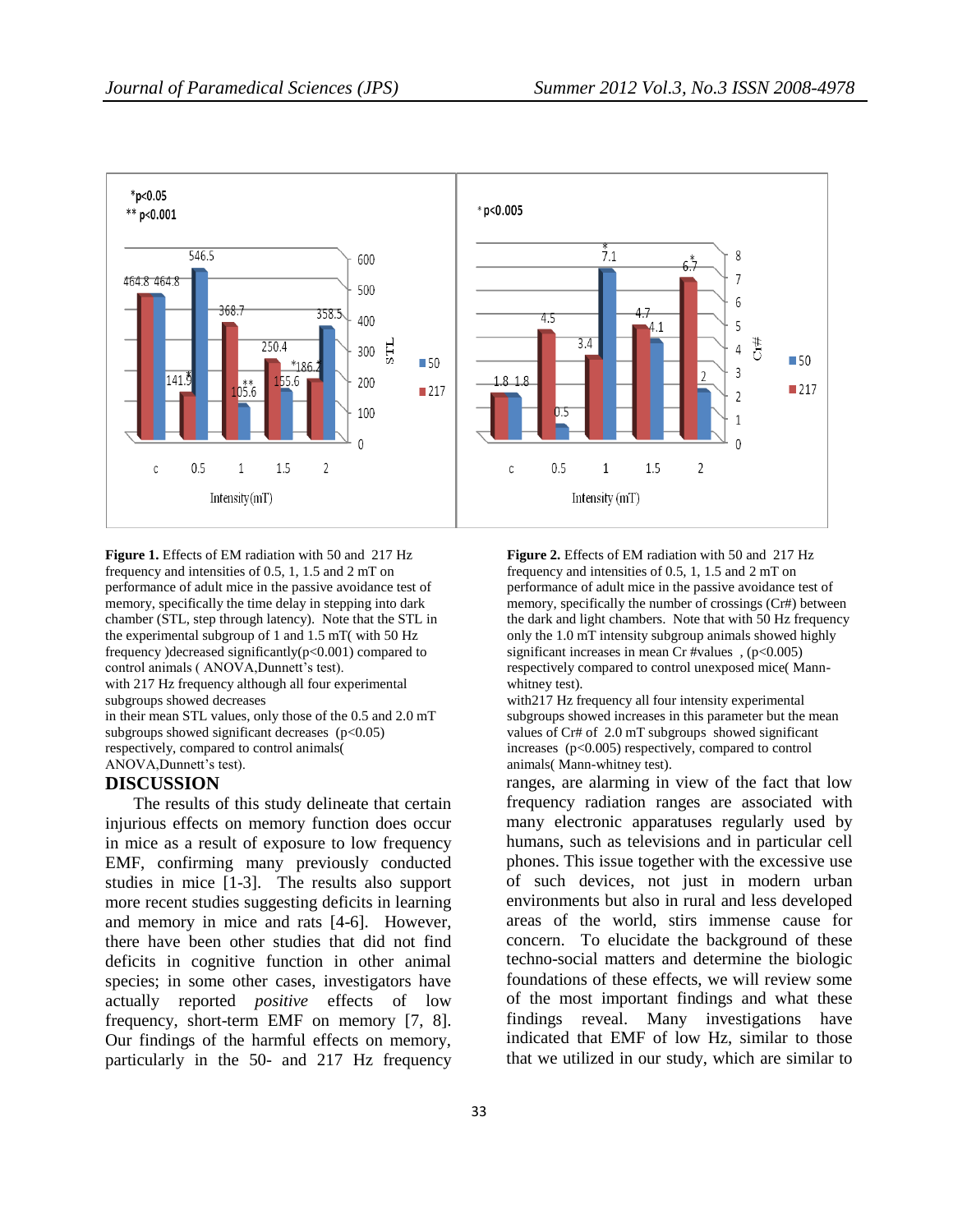**Figure 1.** Effects of EM radiation with 50 and 217 Hz frequency and intensities of 0.5, 1, 1.5 and 2 mT on performance of adult mice in the passive avoidance test of memory, specifically the time delay in stepping into dark chamber (STL, step through latency). Note that the STL in the experimental subgroup of 1 and 1.5 mT( with 50 Hz frequency )decreased significantly($p<0.001$) compared to control animals ( ANOVA,Dunnett's test).
with 217 Hz frequency although all four experimental subgroups showed decreases
in their mean STL values, only those of the 0.5 and 2.0 mT subgroups showed significant decreases ($p<0.05$) respectively, compared to control animals( ANOVA,Dunnett's test).

**Figure 2.** Effects of EM radiation with 50 and 217 Hz frequency and intensities of 0.5, 1, 1.5 and 2 mT on performance of adult mice in the passive avoidance test of memory, specifically the number of crossings (Cr#) between the dark and light chambers. Note that with 50 Hz frequency only the 1.0 mT intensity subgroup animals showed highly significant increases in mean Cr #values , ($p<0.005$) respectively compared to control unexposed mice( Mann-whitney test).
with217 Hz frequency all four intensity experimental subgroups showed increases in this parameter but the mean values of Cr# of 2.0 mT subgroups showed significant increases ($p<0.005$) respectively, compared to control animals( Mann-whitney test).

## DISCUSSION

The results of this study delineate that certain injurious effects on memory function does occur in mice as a result of exposure to low frequency EMF, confirming many previously conducted studies in mice [1-3]. The results also support more recent studies suggesting deficits in learning and memory in mice and rats [4-6]. However, there have been other studies that did not find deficits in cognitive function in other animal species; in some other cases, investigators have actually reported *positive* effects of low frequency, short-term EMF on memory [7, 8]. Our findings of the harmful effects on memory, particularly in the 50- and 217 Hz frequency ranges, are alarming in view of the fact that low frequency radiation ranges are associated with many electronic apparatuses regularly used by humans, such as televisions and in particular cell phones. This issue together with the excessive use of such devices, not just in modern urban environments but also in rural and less developed areas of the world, stirs immense cause for concern. To elucidate the background of these techno-social matters and determine the biologic foundations of these effects, we will review some of the most important findings and what these findings reveal. Many investigations have indicated that EMF of low Hz, similar to those that we utilized in our study, which are similar to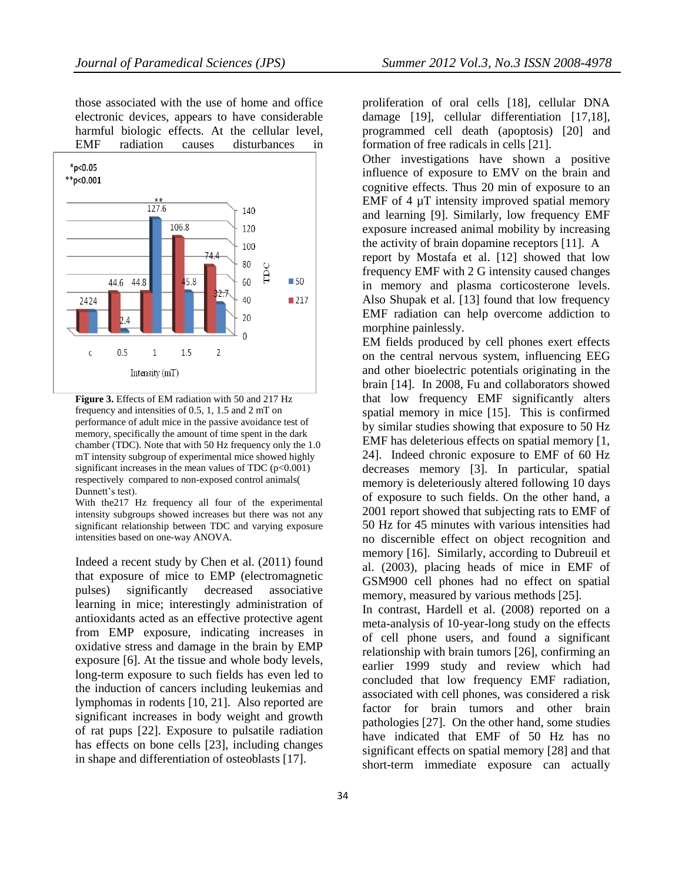those associated with the use of home and office electronic devices, appears to have considerable harmful biologic effects. At the cellular level, EMF radiation causes disturbances in proliferation of oral cells [18], cellular DNA damage [19], cellular differentiation [17,18], programmed cell death (apoptosis) [20] and formation of free radicals in cells [21].

**Figure 3.** Effects of EM radiation with 50 and 217 Hz frequency and intensities of 0.5, 1, 1.5 and 2 mT on performance of adult mice in the passive avoidance test of memory, specifically the amount of time spent in the dark chamber (TDC). Note that with 50 Hz frequency only the 1.0 mT intensity subgroup of experimental mice showed highly significant increases in the mean values of TDC ($p<0.001$) respectively compared to non-exposed control animals( Dunnett's test).
With the217 Hz frequency all four of the experimental intensity subgroups showed increases but there was not any significant relationship between TDC and varying exposure intensities based on one-way ANOVA.

Indeed a recent study by Chen et al. (2011) found that exposure of mice to EMP (electromagnetic pulses) significantly decreased associative learning in mice; interestingly administration of antioxidants acted as an effective protective agent from EMP exposure, indicating increases in oxidative stress and damage in the brain by EMP exposure [6]. At the tissue and whole body levels, long-term exposure to such fields has even led to the induction of cancers including leukemias and lymphomas in rodents [10, 21]. Also reported are significant increases in body weight and growth of rat pups [22]. Exposure to pulsatile radiation has effects on bone cells [23], including changes in shape and differentiation of osteoblasts [17].

Other investigations have shown a positive influence of exposure to EMV on the brain and cognitive effects. Thus 20 min of exposure to an EMF of 4 μT intensity improved spatial memory and learning [9]. Similarly, low frequency EMF exposure increased animal mobility by increasing the activity of brain dopamine receptors [11]. A report by Mostafa et al. [12] showed that low frequency EMF with 2 G intensity caused changes in memory and plasma corticosterone levels. Also Shupak et al. [13] found that low frequency EMF radiation can help overcome addiction to morphine painlessly.

EM fields produced by cell phones exert effects on the central nervous system, influencing EEG and other bioelectric potentials originating in the brain [14]. In 2008, Fu and collaborators showed that low frequency EMF significantly alters spatial memory in mice [15]. This is confirmed by similar studies showing that exposure to 50 Hz EMF has deleterious effects on spatial memory [1, 24]. Indeed chronic exposure to EMF of 60 Hz decreases memory [3]. In particular, spatial memory is deleteriously altered following 10 days of exposure to such fields. On the other hand, a 2001 report showed that subjecting rats to EMF of 50 Hz for 45 minutes with various intensities had no discernible effect on object recognition and memory [16]. Similarly, according to Dubreuil et al. (2003), placing heads of mice in EMF of GSM900 cell phones had no effect on spatial memory, measured by various methods [25].

In contrast, Hardell et al. (2008) reported on a meta-analysis of 10-year-long study on the effects of cell phone users, and found a significant relationship with brain tumors [26], confirming an earlier 1999 study and review which had concluded that low frequency EMF radiation, associated with cell phones, was considered a risk factor for brain tumors and other brain pathologies [27]. On the other hand, some studies have indicated that EMF of 50 Hz has no significant effects on spatial memory [28] and that short-term immediate exposure can actually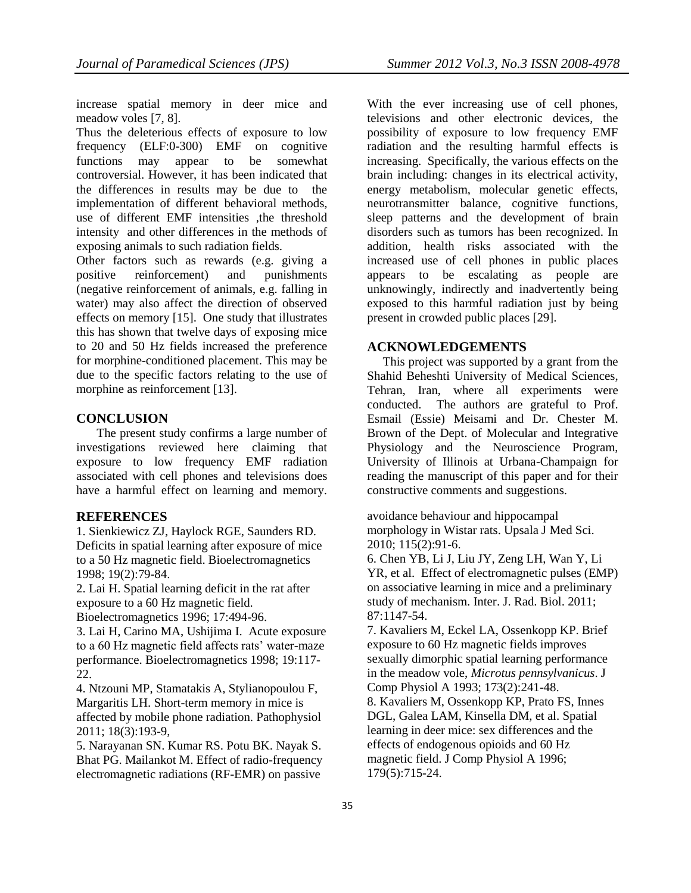increase spatial memory in deer mice and meadow voles [7, 8].

Thus the deleterious effects of exposure to low frequency (ELF:0-300) EMF on cognitive functions may appear to be somewhat controversial. However, it has been indicated that the differences in results may be due to the implementation of different behavioral methods, use of different EMF intensities ,the threshold intensity and other differences in the methods of exposing animals to such radiation fields.

Other factors such as rewards (e.g. giving a positive reinforcement) and punishments (negative reinforcement of animals, e.g. falling in water) may also affect the direction of observed effects on memory [15]. One study that illustrates this has shown that twelve days of exposing mice to 20 and 50 Hz fields increased the preference for morphine-conditioned placement. This may be due to the specific factors relating to the use of morphine as reinforcement [13].

## CONCLUSION

The present study confirms a large number of investigations reviewed here claiming that exposure to low frequency EMF radiation associated with cell phones and televisions does have a harmful effect on learning and memory.

With the ever increasing use of cell phones, televisions and other electronic devices, the possibility of exposure to low frequency EMF radiation and the resulting harmful effects is increasing. Specifically, the various effects on the brain including: changes in its electrical activity, energy metabolism, molecular genetic effects, neurotransmitter balance, cognitive functions, sleep patterns and the development of brain disorders such as tumors has been recognized. In addition, health risks associated with the increased use of cell phones in public places appears to be escalating as people are unknowingly, indirectly and inadvertently being exposed to this harmful radiation just by being present in crowded public places [29].

## ACKNOWLEDGEMENTS

This project was supported by a grant from the Shahid Beheshti University of Medical Sciences, Tehran, Iran, where all experiments were conducted. The authors are grateful to Prof. Esmail (Essie) Meisami and Dr. Chester M. Brown of the Dept. of Molecular and Integrative Physiology and the Neuroscience Program, University of Illinois at Urbana-Champaign for reading the manuscript of this paper and for their constructive comments and suggestions.

## REFERENCES

1. Sienkiewicz ZJ, Haylock RGE, Saunders RD. Deficits in spatial learning after exposure of mice to a 50 Hz magnetic field. Bioelectromagnetics 1998; 19(2):79-84.
2. Lai H. Spatial learning deficit in the rat after exposure to a 60 Hz magnetic field. Bioelectromagnetics 1996; 17:494-96.
3. Lai H, Carino MA, Ushijima I. Acute exposure to a 60 Hz magnetic field affects rats' water-maze performance. Bioelectromagnetics 1998; 19:117-22.
4. Ntzouni MP, Stamatakis A, Stylianopoulou F, Margaritis LH. Short-term memory in mice is affected by mobile phone radiation. Pathophysiol 2011; 18(3):193-9,
5. Narayanan SN. Kumar RS. Potu BK. Nayak S. Bhat PG. Mailankot M. Effect of radio-frequency electromagnetic radiations (RF-EMR) on passive avoidance behaviour and hippocampal morphology in Wistar rats. Upsala J Med Sci. 2010; 115(2):91-6.
6. Chen YB, Li J, Liu JY, Zeng LH, Wan Y, Li YR, et al. Effect of electromagnetic pulses (EMP) on associative learning in mice and a preliminary study of mechanism. Inter. J. Rad. Biol. 2011; 87:1147-54.
7. Kavaliers M, Eckel LA, Ossenkopp KP. Brief exposure to 60 Hz magnetic fields improves sexually dimorphic spatial learning performance in the meadow vole, *Microtus pennsylvanicus*. J Comp Physiol A 1993; 173(2):241-48.
8. Kavaliers M, Ossenkopp KP, Prato FS, Innes DGL, Galea LAM, Kinsella DM, et al. Spatial learning in deer mice: sex differences and the effects of endogenous opioids and 60 Hz magnetic field. J Comp Physiol A 1996; 179(5):715-24.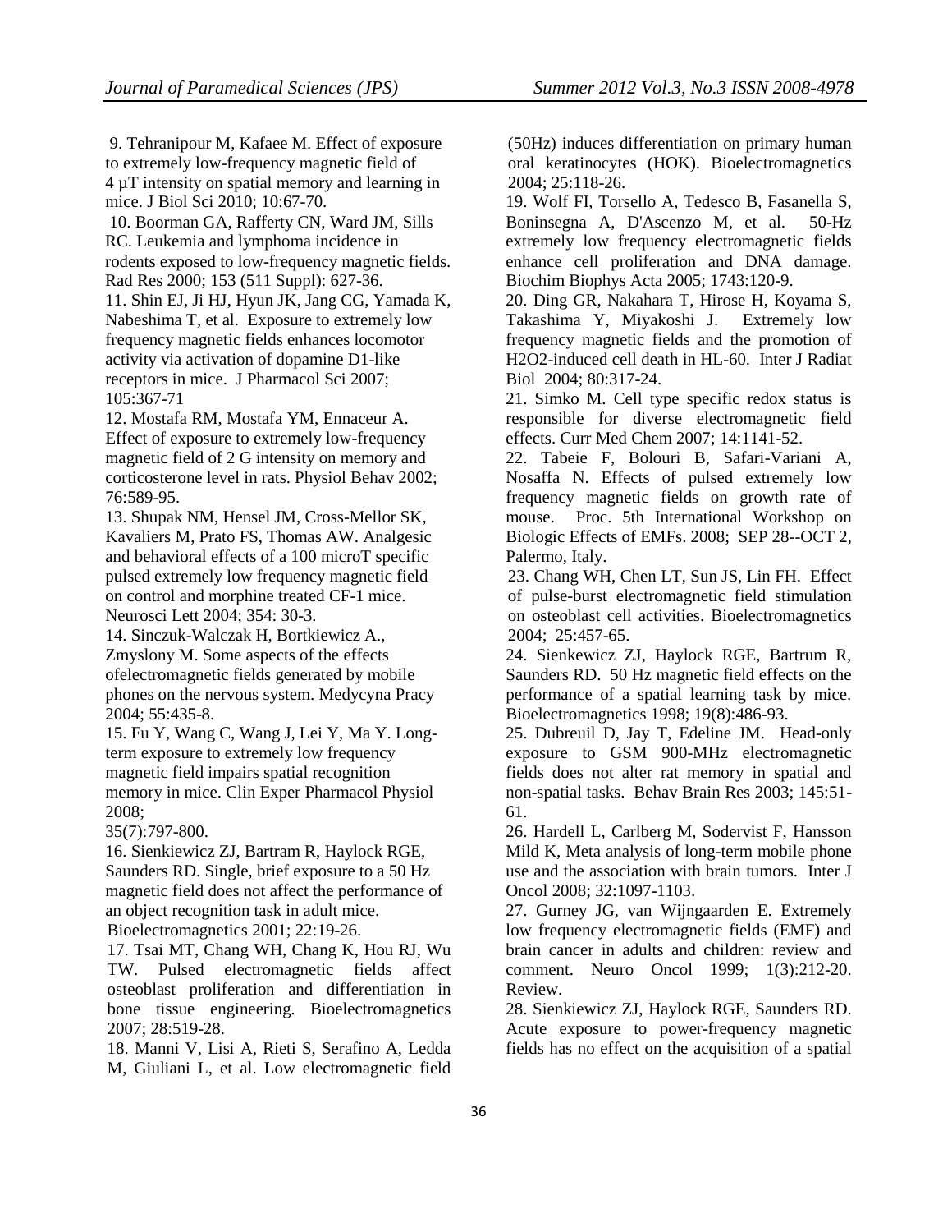9. Tehranipour M, Kafaee M. Effect of exposure to extremely low-frequency magnetic field of 4 μT intensity on spatial memory and learning in mice. J Biol Sci 2010; 10:67-70.

10. Boorman GA, Rafferty CN, Ward JM, Sills RC. Leukemia and lymphoma incidence in rodents exposed to low-frequency magnetic fields. Rad Res 2000; 153 (511 Suppl): 627-36.

11. Shin EJ, Ji HJ, Hyun JK, Jang CG, Yamada K, Nabeshima T, et al. Exposure to extremely low frequency magnetic fields enhances locomotor activity via activation of dopamine D1-like receptors in mice. J Pharmacol Sci 2007; 105:367-71

12. Mostafa RM, Mostafa YM, Ennaceur A. Effect of exposure to extremely low-frequency magnetic field of 2 G intensity on memory and corticosterone level in rats. Physiol Behav 2002; 76:589-95.

13. Shupak NM, Hensel JM, Cross-Mellor SK, Kavaliers M, Prato FS, Thomas AW. Analgesic and behavioral effects of a 100 microT specific pulsed extremely low frequency magnetic field on control and morphine treated CF-1 mice. Neurosci Lett 2004; 354: 30-3.

14. Sinczuk-Walczak H, Bortkiewicz A., Zmyslony M. Some aspects of the effects ofelectromagnetic fields generated by mobile phones on the nervous system. Medycyna Pracy 2004; 55:435-8.

15. Fu Y, Wang C, Wang J, Lei Y, Ma Y. Long-term exposure to extremely low frequency magnetic field impairs spatial recognition memory in mice. Clin Exper Pharmacol Physiol 2008; 35(7):797-800.

16. Sienkiewicz ZJ, Bartram R, Haylock RGE, Saunders RD. Single, brief exposure to a 50 Hz magnetic field does not affect the performance of an object recognition task in adult mice. Bioelectromagnetics 2001; 22:19-26.

17. Tsai MT, Chang WH, Chang K, Hou RJ, Wu TW. Pulsed electromagnetic fields affect osteoblast proliferation and differentiation in bone tissue engineering. Bioelectromagnetics 2007; 28:519-28.

18. Manni V, Lisi A, Rieti S, Serafino A, Ledda M, Giuliani L, et al. Low electromagnetic field (50Hz) induces differentiation on primary human oral keratinocytes (HOK). Bioelectromagnetics 2004; 25:118-26.

19. Wolf FI, Torsello A, Tedesco B, Fasanella S, Boninsegna A, D'Ascenzo M, et al. 50-Hz extremely low frequency electromagnetic fields enhance cell proliferation and DNA damage. Biochim Biophys Acta 2005; 1743:120-9.

20. Ding GR, Nakahara T, Hirose H, Koyama S, Takashima Y, Miyakoshi J. Extremely low frequency magnetic fields and the promotion of H2O2-induced cell death in HL-60. Inter J Radiat Biol 2004; 80:317-24.

21. Simko M. Cell type specific redox status is responsible for diverse electromagnetic field effects. Curr Med Chem 2007; 14:1141-52.

22. Tabeie F, Bolouri B, Safari-Variani A, Nosaffa N. Effects of pulsed extremely low frequency magnetic fields on growth rate of mouse. Proc. 5th International Workshop on Biologic Effects of EMFs. 2008; SEP 28--OCT 2, Palermo, Italy.

23. Chang WH, Chen LT, Sun JS, Lin FH. Effect of pulse-burst electromagnetic field stimulation on osteoblast cell activities. Bioelectromagnetics 2004; 25:457-65.

24. Sienkewicz ZJ, Haylock RGE, Bartrum R, Saunders RD. 50 Hz magnetic field effects on the performance of a spatial learning task by mice. Bioelectromagnetics 1998; 19(8):486-93.

25. Dubreuil D, Jay T, Edeline JM. Head-only exposure to GSM 900-MHz electromagnetic fields does not alter rat memory in spatial and non-spatial tasks. Behav Brain Res 2003; 145:51-61.

26. Hardell L, Carlberg M, Sodervist F, Hansson Mild K, Meta analysis of long-term mobile phone use and the association with brain tumors. Inter J Oncol 2008; 32:1097-1103.

27. Gurney JG, van Wijngaarden E. Extremely low frequency electromagnetic fields (EMF) and brain cancer in adults and children: review and comment. Neuro Oncol 1999; 1(3):212-20. Review.

28. Sienkiewicz ZJ, Haylock RGE, Saunders RD. Acute exposure to power-frequency magnetic fields has no effect on the acquisition of a spatial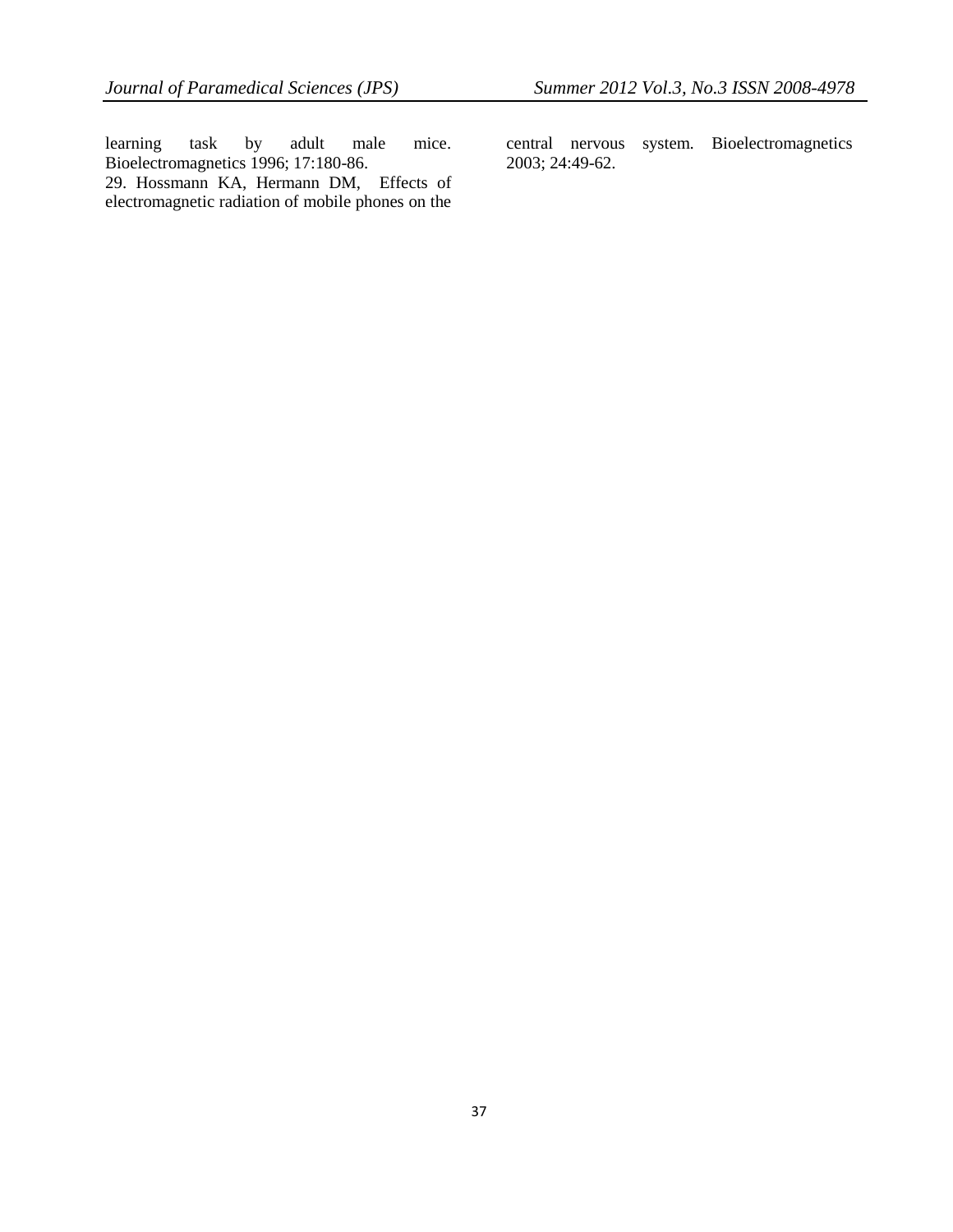learning task by adult male mice. Bioelectromagnetics 1996; 17:180-86.

29. Hossmann KA, Hermann DM, Effects of electromagnetic radiation of mobile phones on the central nervous system. Bioelectromagnetics 2003; 24:49-62.